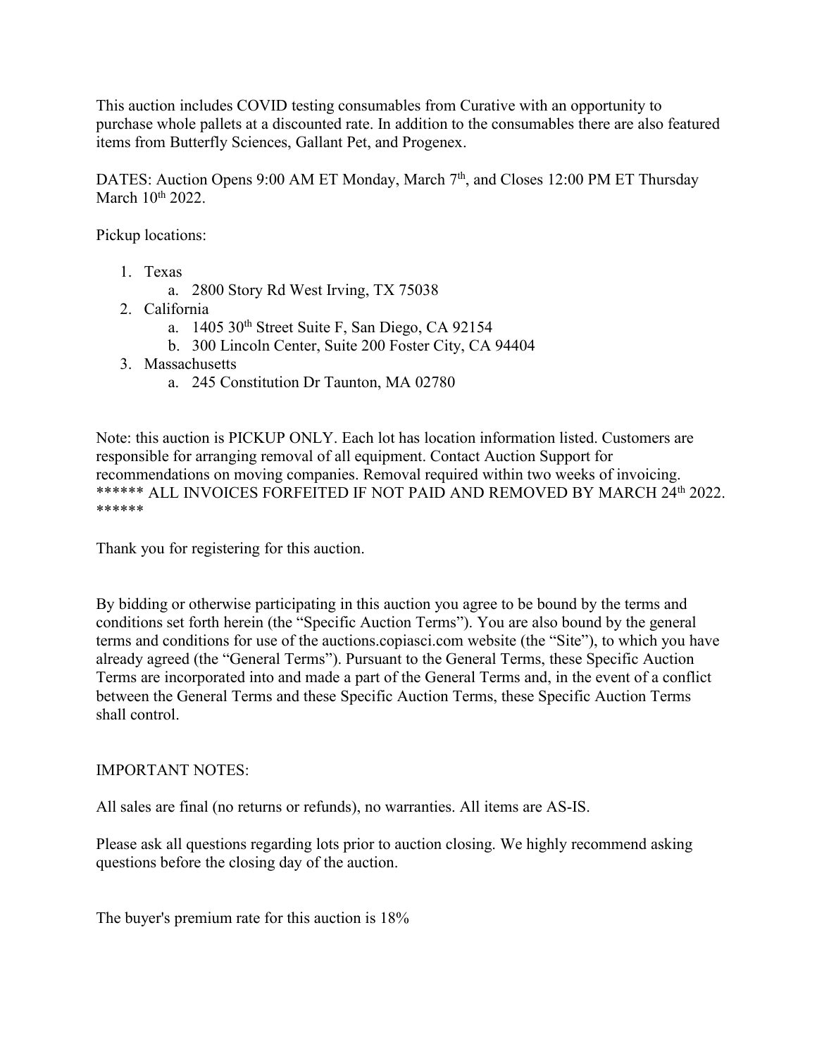This auction includes COVID testing consumables from Curative with an opportunity to purchase whole pallets at a discounted rate. In addition to the consumables there are also featured items from Butterfly Sciences, Gallant Pet, and Progenex.

DATES: Auction Opens 9:00 AM ET Monday, March 7th, and Closes 12:00 PM ET Thursday March 10th 2022.

Pickup locations:

1. Texas
   a. 2800 Story Rd West Irving, TX 75038
2. California
   a. 1405 30th Street Suite F, San Diego, CA 92154
   b. 300 Lincoln Center, Suite 200 Foster City, CA 94404
3. Massachusetts
   a. 245 Constitution Dr Taunton, MA 02780

Note: this auction is PICKUP ONLY. Each lot has location information listed. Customers are responsible for arranging removal of all equipment. Contact Auction Support for recommendations on moving companies. Removal required within two weeks of invoicing. ****** ALL INVOICES FORFEITED IF NOT PAID AND REMOVED BY MARCH 24th 2022. ******

Thank you for registering for this auction.

By bidding or otherwise participating in this auction you agree to be bound by the terms and conditions set forth herein (the "Specific Auction Terms"). You are also bound by the general terms and conditions for use of the auctions.copiasci.com website (the "Site"), to which you have already agreed (the "General Terms"). Pursuant to the General Terms, these Specific Auction Terms are incorporated into and made a part of the General Terms and, in the event of a conflict between the General Terms and these Specific Auction Terms, these Specific Auction Terms shall control.

IMPORTANT NOTES:

All sales are final (no returns or refunds), no warranties. All items are AS-IS.

Please ask all questions regarding lots prior to auction closing. We highly recommend asking questions before the closing day of the auction.

The buyer's premium rate for this auction is 18%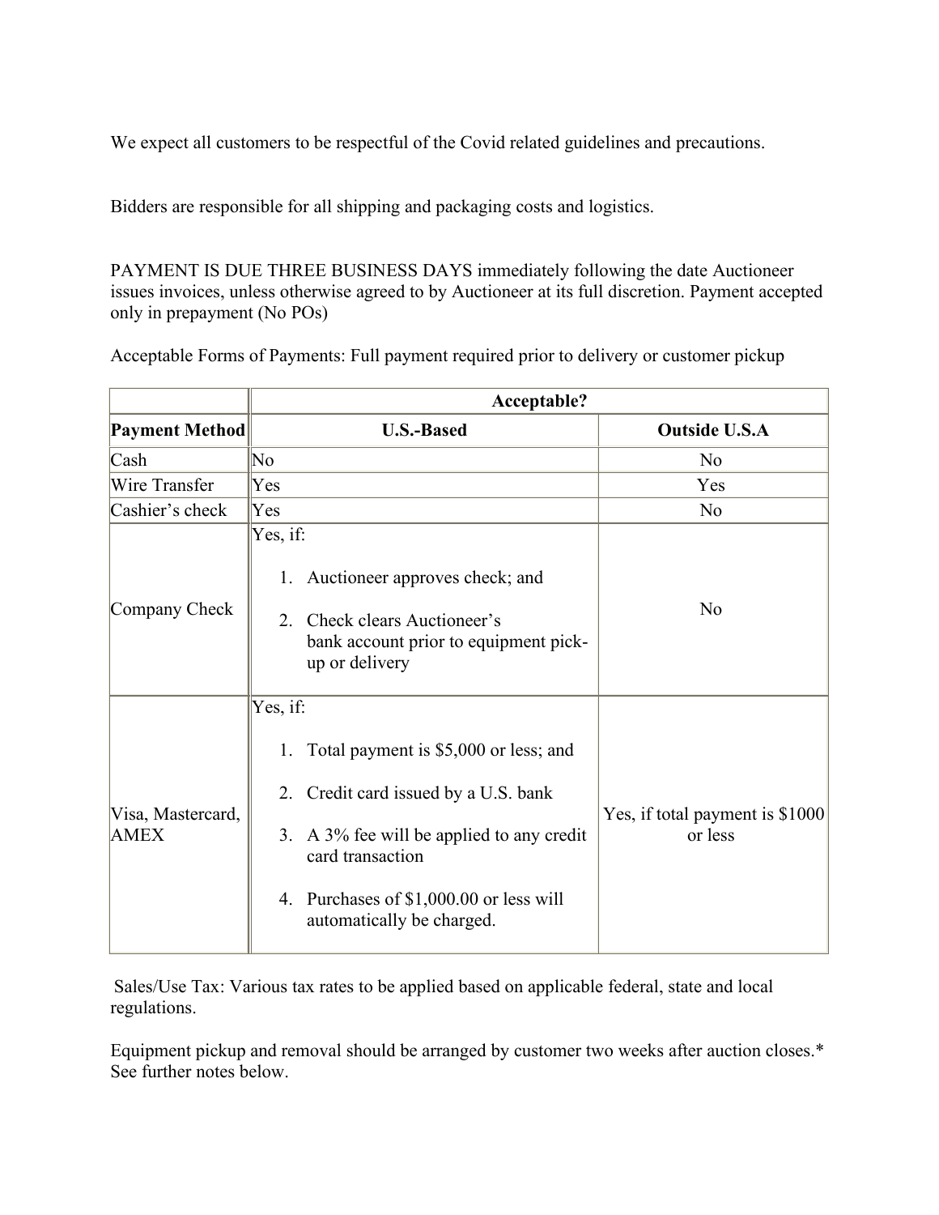We expect all customers to be respectful of the Covid related guidelines and precautions.

Bidders are responsible for all shipping and packaging costs and logistics.

PAYMENT IS DUE THREE BUSINESS DAYS immediately following the date Auctioneer issues invoices, unless otherwise agreed to by Auctioneer at its full discretion. Payment accepted only in prepayment (No POs)

Acceptable Forms of Payments: Full payment required prior to delivery or customer pickup

| | **Acceptable?** | |
|---|---|---|
| **Payment Method** | **U.S.-Based** | **Outside U.S.A** |
| Cash | No | No |
| Wire Transfer | Yes | Yes |
| Cashier's check | Yes | No |
| Company Check | Yes, if:<br>1. Auctioneer approves check; and<br>2. Check clears Auctioneer's bank account prior to equipment pick-up or delivery | No |
| Visa, Mastercard, AMEX | Yes, if:<br>1. Total payment is $5,000 or less; and<br>2. Credit card issued by a U.S. bank<br>3. A 3% fee will be applied to any credit card transaction<br>4. Purchases of $1,000.00 or less will automatically be charged. | Yes, if total payment is $1000 or less |

Sales/Use Tax: Various tax rates to be applied based on applicable federal, state and local regulations.

Equipment pickup and removal should be arranged by customer two weeks after auction closes.* See further notes below.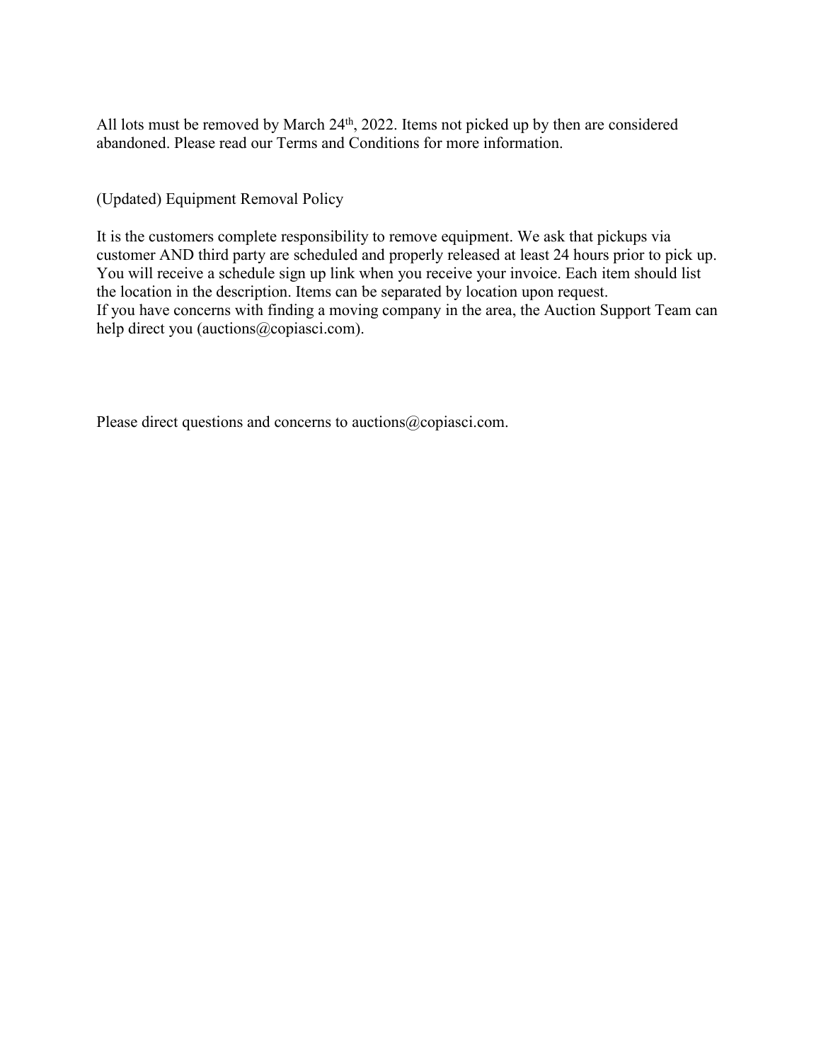All lots must be removed by March 24th, 2022. Items not picked up by then are considered abandoned. Please read our Terms and Conditions for more information.

(Updated) Equipment Removal Policy

It is the customers complete responsibility to remove equipment. We ask that pickups via customer AND third party are scheduled and properly released at least 24 hours prior to pick up. You will receive a schedule sign up link when you receive your invoice. Each item should list the location in the description. Items can be separated by location upon request.
If you have concerns with finding a moving company in the area, the Auction Support Team can help direct you (auctions@copiasci.com).

Please direct questions and concerns to auctions@copiasci.com.